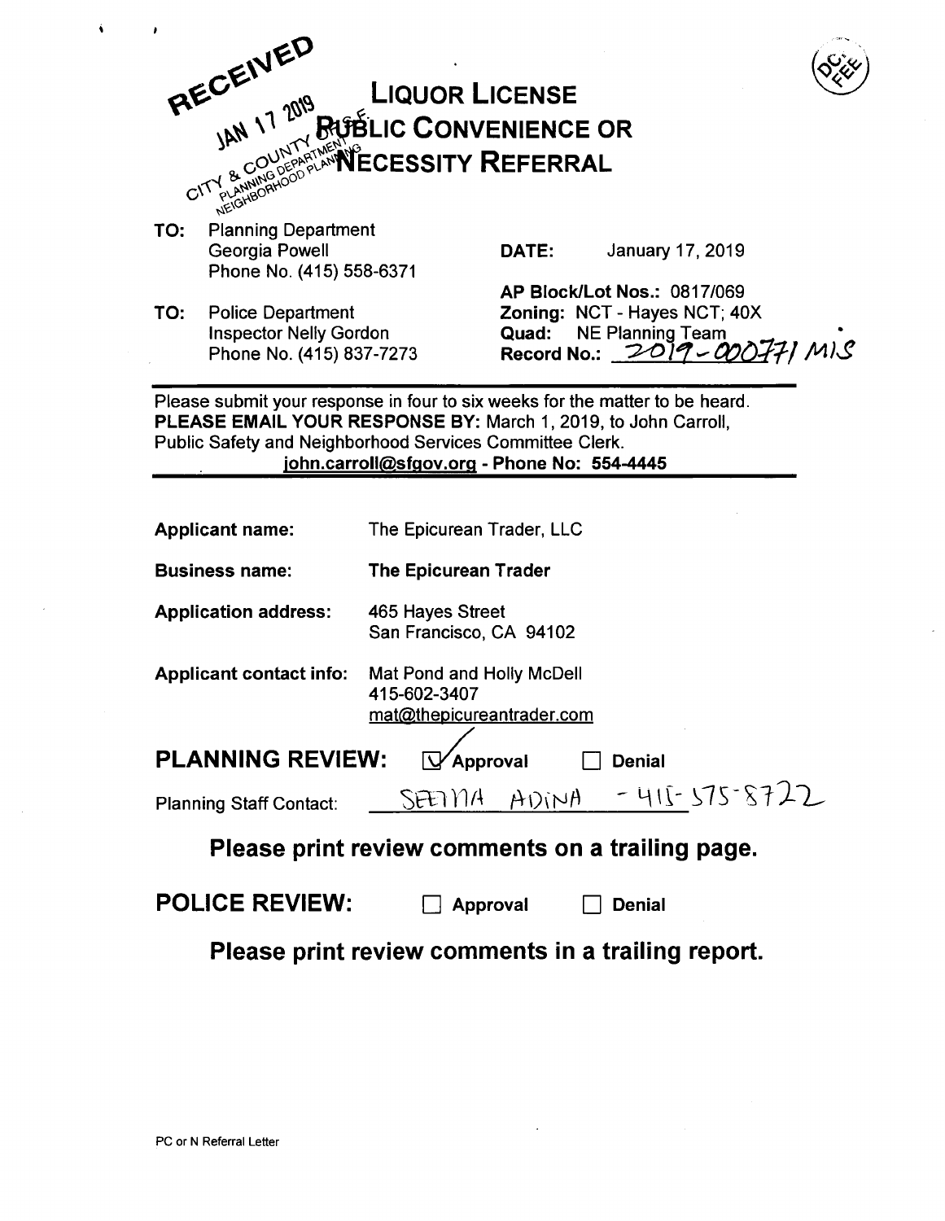RECEIVED
JAN 17 2019
CITY & COUNTY OF S.F.
PLANNING DEPARTMENT
NEIGHBORHOOD PLANNING

# LIQUOR LICENSE PUBLIC CONVENIENCE OR NECESSITY REFERRAL

DC FEE

**TO:** Planning Department
Georgia Powell
Phone No. (415) 558-6371

**TO:** Police Department
Inspector Nelly Gordon
Phone No. (415) 837-7273

**DATE:** January 17, 2019

**AP Block/Lot Nos.:** 0817/069
**Zoning:** NCT - Hayes NCT; 40X
**Quad:** NE Planning Team
**Record No.:** 2019-000771 MIS

---

Please submit your response in four to six weeks for the matter to be heard.
**PLEASE EMAIL YOUR RESPONSE BY:** March 1, 2019, to John Carroll, Public Safety and Neighborhood Services Committee Clerk.
**john.carroll@sfgov.org - Phone No: 554-4445**

---

**Applicant name:** The Epicurean Trader, LLC

**Business name:** **The Epicurean Trader**

**Application address:** 465 Hayes Street
San Francisco, CA 94102

**Applicant contact info:** Mat Pond and Holly McDell
415-602-3407
mat@thepicureantrader.com

**PLANNING REVIEW:** ☑ Approval ☐ Denial

Planning Staff Contact: SEEMA ADINA - 415-575-8722

**Please print review comments on a trailing page.**

**POLICE REVIEW:** ☐ Approval ☐ Denial

**Please print review comments in a trailing report.**

PC or N Referral Letter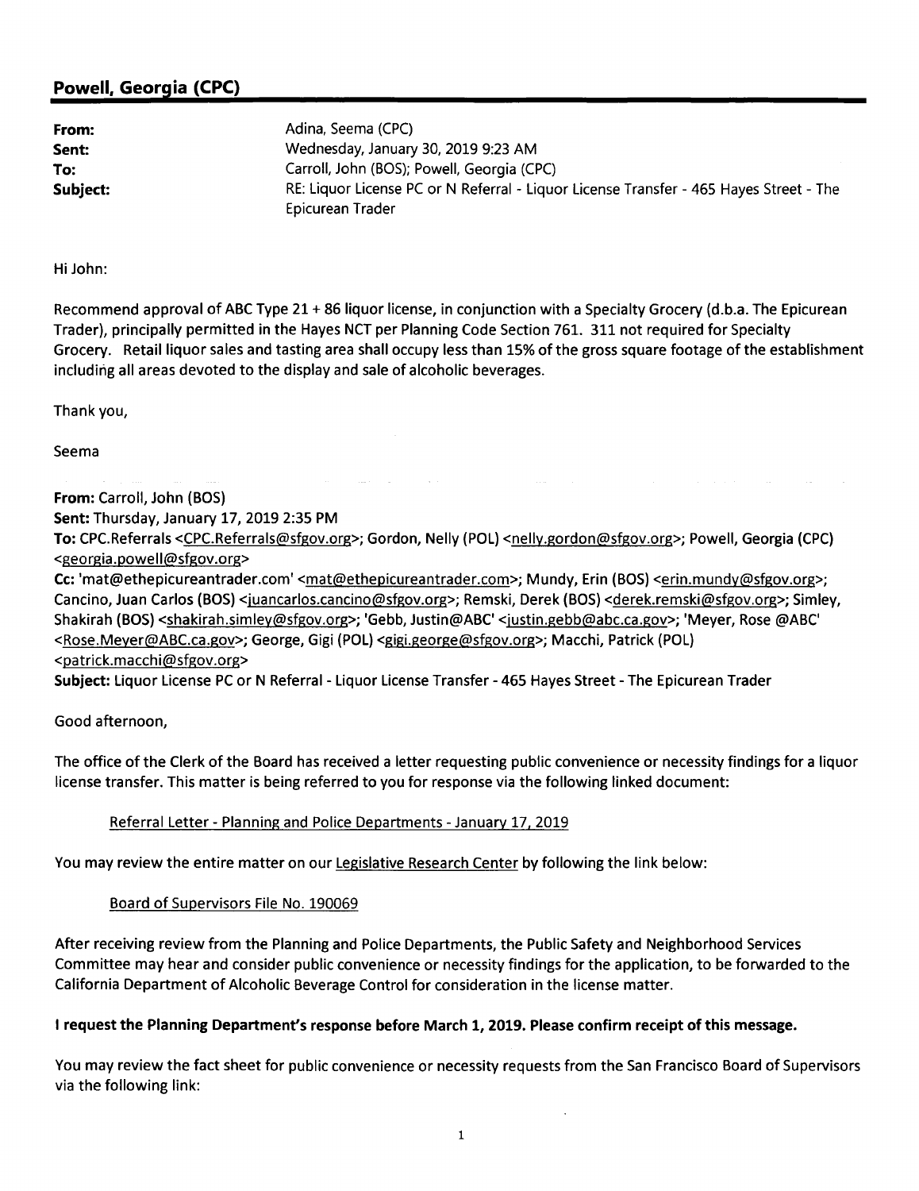## Powell, Georgia (CPC)

| | |
|---|---|
| **From:** | Adina, Seema (CPC) |
| **Sent:** | Wednesday, January 30, 2019 9:23 AM |
| **To:** | Carroll, John (BOS); Powell, Georgia (CPC) |
| **Subject:** | RE: Liquor License PC or N Referral - Liquor License Transfer - 465 Hayes Street - The Epicurean Trader |

Hi John:

Recommend approval of ABC Type 21 + 86 liquor license, in conjunction with a Specialty Grocery (d.b.a. The Epicurean Trader), principally permitted in the Hayes NCT per Planning Code Section 761. 311 not required for Specialty Grocery. Retail liquor sales and tasting area shall occupy less than 15% of the gross square footage of the establishment including all areas devoted to the display and sale of alcoholic beverages.

Thank you,

Seema

**From:** Carroll, John (BOS)
**Sent:** Thursday, January 17, 2019 2:35 PM
**To:** CPC.Referrals <CPC.Referrals@sfgov.org>; Gordon, Nelly (POL) <nelly.gordon@sfgov.org>; Powell, Georgia (CPC) <georgia.powell@sfgov.org>
**Cc:** 'mat@ethepicureantrader.com' <mat@ethepicureantrader.com>; Mundy, Erin (BOS) <erin.mundy@sfgov.org>; Cancino, Juan Carlos (BOS) <juancarlos.cancino@sfgov.org>; Remski, Derek (BOS) <derek.remski@sfgov.org>; Simley, Shakirah (BOS) <shakirah.simley@sfgov.org>; 'Gebb, Justin@ABC' <justin.gebb@abc.ca.gov>; 'Meyer, Rose @ABC' <Rose.Meyer@ABC.ca.gov>; George, Gigi (POL) <gigi.george@sfgov.org>; Macchi, Patrick (POL) <patrick.macchi@sfgov.org>
**Subject:** Liquor License PC or N Referral - Liquor License Transfer - 465 Hayes Street - The Epicurean Trader

Good afternoon,

The office of the Clerk of the Board has received a letter requesting public convenience or necessity findings for a liquor license transfer. This matter is being referred to you for response via the following linked document:

Referral Letter - Planning and Police Departments - January 17, 2019

You may review the entire matter on our Legislative Research Center by following the link below:

Board of Supervisors File No. 190069

After receiving review from the Planning and Police Departments, the Public Safety and Neighborhood Services Committee may hear and consider public convenience or necessity findings for the application, to be forwarded to the California Department of Alcoholic Beverage Control for consideration in the license matter.

**I request the Planning Department's response before March 1, 2019. Please confirm receipt of this message.**

You may review the fact sheet for public convenience or necessity requests from the San Francisco Board of Supervisors via the following link: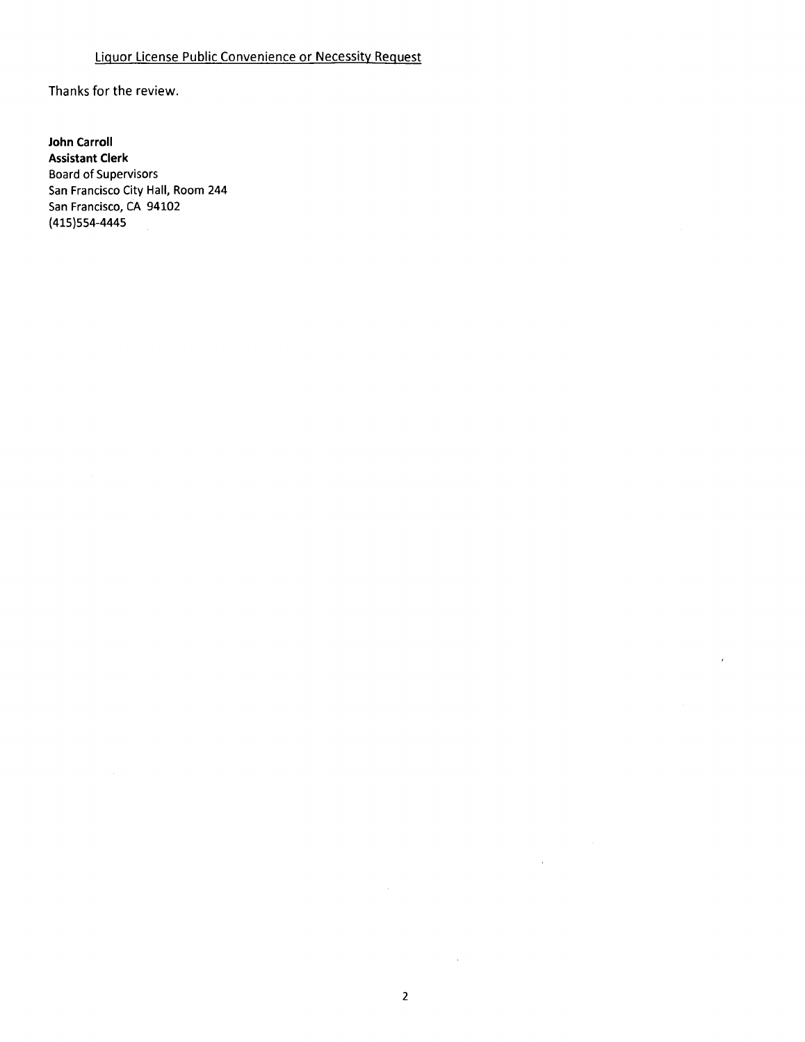Liquor License Public Convenience or Necessity Request

Thanks for the review.

**John Carroll**
**Assistant Clerk**
Board of Supervisors
San Francisco City Hall, Room 244
San Francisco, CA 94102
(415)554-4445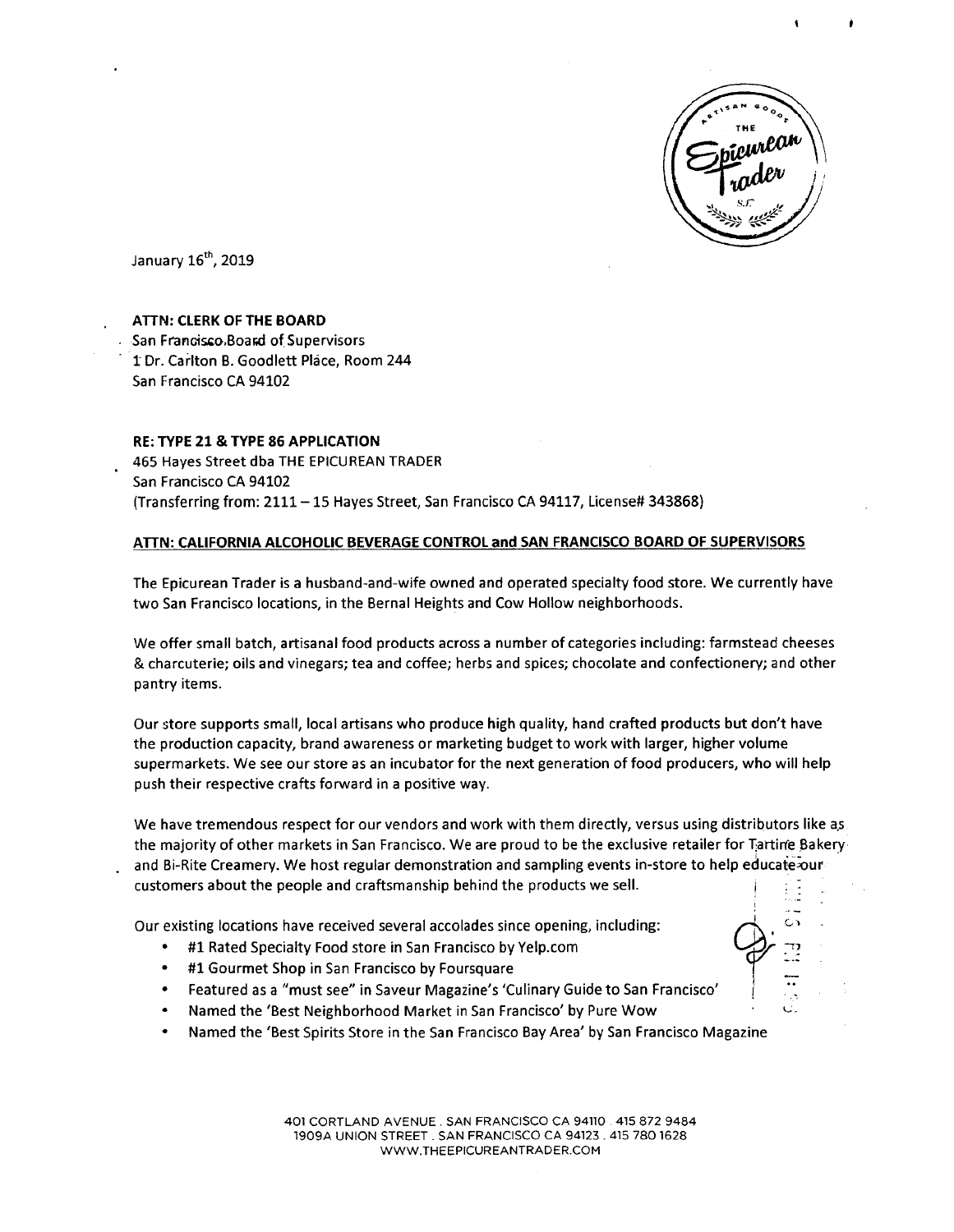January 16th, 2019

**ATTN: CLERK OF THE BOARD**
San Francisco Board of Supervisors
1 Dr. Carlton B. Goodlett Place, Room 244
San Francisco CA 94102

**RE: TYPE 21 & TYPE 86 APPLICATION**
465 Hayes Street dba THE EPICUREAN TRADER
San Francisco CA 94102
(Transferring from: 2111 – 15 Hayes Street, San Francisco CA 94117, License# 343868)

**ATTN: CALIFORNIA ALCOHOLIC BEVERAGE CONTROL and SAN FRANCISCO BOARD OF SUPERVISORS**

The Epicurean Trader is a husband-and-wife owned and operated specialty food store. We currently have two San Francisco locations, in the Bernal Heights and Cow Hollow neighborhoods.

We offer small batch, artisanal food products across a number of categories including: farmstead cheeses & charcuterie; oils and vinegars; tea and coffee; herbs and spices; chocolate and confectionery; and other pantry items.

Our store supports small, local artisans who produce high quality, hand crafted products but don't have the production capacity, brand awareness or marketing budget to work with larger, higher volume supermarkets. We see our store as an incubator for the next generation of food producers, who will help push their respective crafts forward in a positive way.

We have tremendous respect for our vendors and work with them directly, versus using distributors like as the majority of other markets in San Francisco. We are proud to be the exclusive retailer for Tartine Bakery and Bi-Rite Creamery. We host regular demonstration and sampling events in-store to help educate our customers about the people and craftsmanship behind the products we sell.

Our existing locations have received several accolades since opening, including:

- #1 Rated Specialty Food store in San Francisco by Yelp.com
- #1 Gourmet Shop in San Francisco by Foursquare
- Featured as a "must see" in Saveur Magazine's 'Culinary Guide to San Francisco'
- Named the 'Best Neighborhood Market in San Francisco' by Pure Wow
- Named the 'Best Spirits Store in the San Francisco Bay Area' by San Francisco Magazine

401 CORTLAND AVENUE . SAN FRANCISCO CA 94110 . 415 872 9484
1909A UNION STREET . SAN FRANCISCO CA 94123 . 415 780 1628
WWW.THEEPICUREANTRADER.COM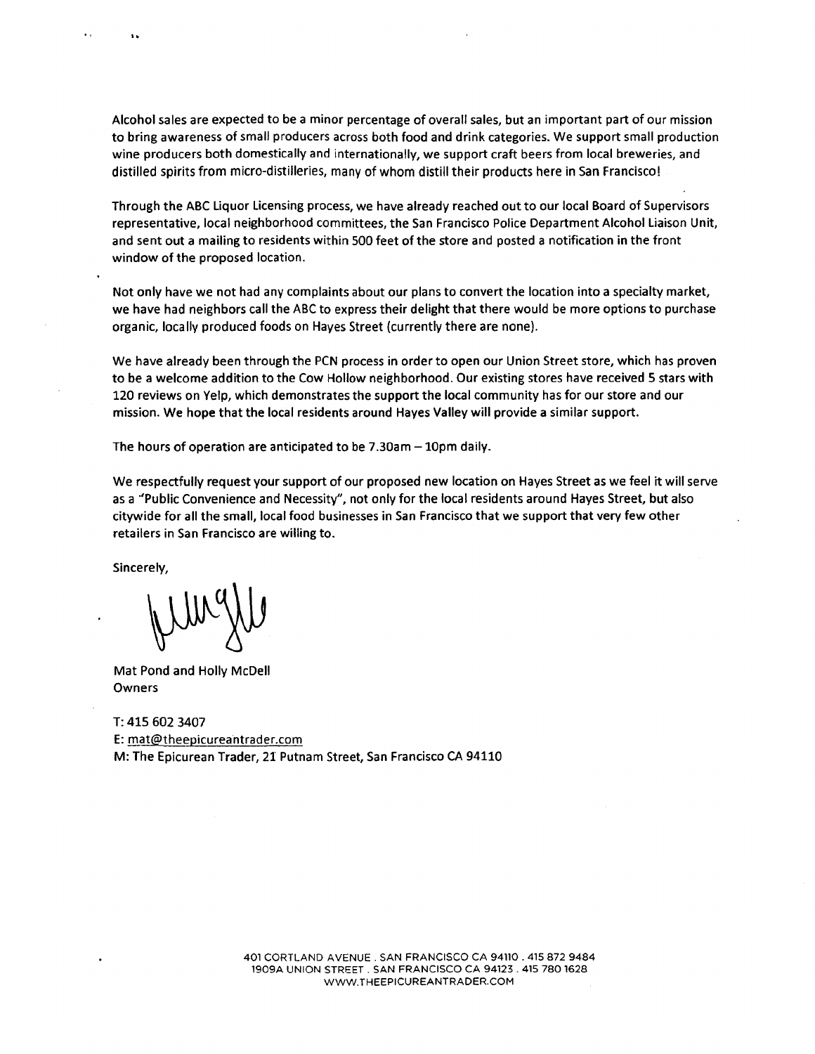Alcohol sales are expected to be a minor percentage of overall sales, but an important part of our mission to bring awareness of small producers across both food and drink categories. We support small production wine producers both domestically and internationally, we support craft beers from local breweries, and distilled spirits from micro-distilleries, many of whom distill their products here in San Francisco!

Through the ABC Liquor Licensing process, we have already reached out to our local Board of Supervisors representative, local neighborhood committees, the San Francisco Police Department Alcohol Liaison Unit, and sent out a mailing to residents within 500 feet of the store and posted a notification in the front window of the proposed location.

Not only have we not had any complaints about our plans to convert the location into a specialty market, we have had neighbors call the ABC to express their delight that there would be more options to purchase organic, locally produced foods on Hayes Street (currently there are none).

We have already been through the PCN process in order to open our Union Street store, which has proven to be a welcome addition to the Cow Hollow neighborhood. Our existing stores have received 5 stars with 120 reviews on Yelp, which demonstrates the support the local community has for our store and our mission. We hope that the local residents around Hayes Valley will provide a similar support.

The hours of operation are anticipated to be 7.30am – 10pm daily.

We respectfully request your support of our proposed new location on Hayes Street as we feel it will serve as a "Public Convenience and Necessity", not only for the local residents around Hayes Street, but also citywide for all the small, local food businesses in San Francisco that we support that very few other retailers in San Francisco are willing to.

Sincerely,

Mat Pond and Holly McDell
Owners

T: 415 602 3407
E: mat@theepicureantrader.com
M: The Epicurean Trader, 21 Putnam Street, San Francisco CA 94110

401 CORTLAND AVENUE . SAN FRANCISCO CA 94110 . 415 872 9484
1909A UNION STREET . SAN FRANCISCO CA 94123 . 415 780 1628
WWW.THEEPICUREANTRADER.COM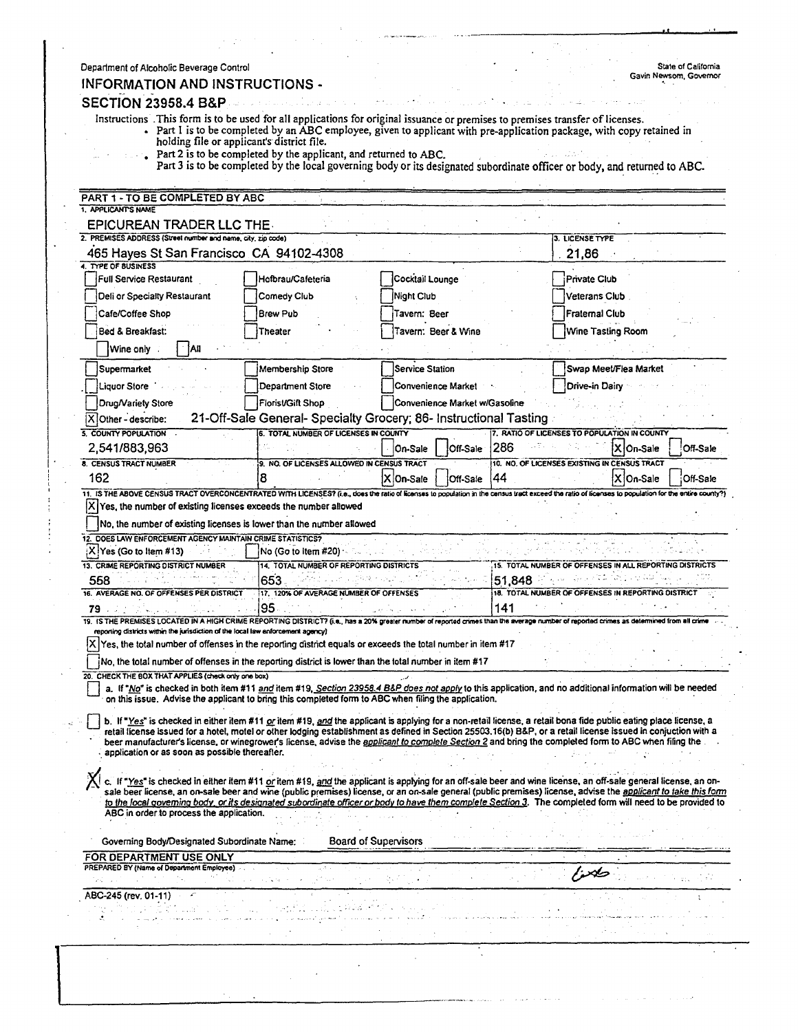Department of Alcoholic Beverage Control

State of California
Gavin Newsom, Governor

## INFORMATION AND INSTRUCTIONS - SECTION 23958.4 B&P

Instructions . This form is to be used for all applications for original issuance or premises to premises transfer of licenses.

- Part 1 is to be completed by an ABC employee, given to applicant with pre-application package, with copy retained in holding file or applicant's district file.
- Part 2 is to be completed by the applicant, and returned to ABC.
  Part 3 is to be completed by the local governing body or its designated subordinate officer or body, and returned to ABC.

### PART 1 - TO BE COMPLETED BY ABC

**1. APPLICANT'S NAME**
EPICUREAN TRADER LLC THE

**2. PREMISES ADDRESS (Street number and name, city, zip code)**
465 Hayes St San Francisco CA 94102-4308

**3. LICENSE TYPE**
21,86

**4. TYPE OF BUSINESS**

- [ ] Full Service Restaurant
- [ ] Hofbrau/Cafeteria
- [ ] Cocktail Lounge
- [ ] Private Club
- [ ] Deli or Specialty Restaurant
- [ ] Comedy Club
- [ ] Night Club
- [ ] Veterans Club
- [ ] Cafe/Coffee Shop
- [ ] Brew Pub
- [ ] Tavern: Beer
- [ ] Fraternal Club
- [ ] Bed & Breakfast: [ ] Wine only [ ] All
- [ ] Theater
- [ ] Tavern: Beer & Wine
- [ ] Wine Tasting Room
- [ ] Supermarket
- [ ] Membership Store
- [ ] Service Station
- [ ] Swap Meet/Flea Market
- [ ] Liquor Store
- [ ] Department Store
- [ ] Convenience Market
- [ ] Drive-in Dairy
- [ ] Drug/Variety Store
- [ ] Florist/Gift Shop
- [ ] Convenience Market w/Gasoline
- [X] Other - describe: 21-Off-Sale General- Specialty Grocery; 86- Instructional Tasting

| 5. COUNTY POPULATION | 6. TOTAL NUMBER OF LICENSES IN COUNTY | 7. RATIO OF LICENSES TO POPULATION IN COUNTY |
|---|---|---|
| 2,541/883,963 | [ ] On-Sale [ ] Off-Sale | 286 [X] On-Sale [ ] Off-Sale |

| 8. CENSUS TRACT NUMBER | 9. NO. OF LICENSES ALLOWED IN CENSUS TRACT | 10. NO. OF LICENSES EXISTING IN CENSUS TRACT |
|---|---|---|
| 162 | 8 [X] On-Sale [ ] Off-Sale | 44 [X] On-Sale [ ] Off-Sale |

**11. IS THE ABOVE CENSUS TRACT OVERCONCENTRATED WITH LICENSES? (i.e., does the ratio of licenses to population in the census tract exceed the ratio of licenses to population for the entire county?)**

- [X] Yes, the number of existing licenses exceeds the number allowed
- [ ] No, the number of existing licenses is lower than the number allowed

**12. DOES LAW ENFORCEMENT AGENCY MAINTAIN CRIME STATISTICS?**

- [X] Yes (Go to Item #13)
- [ ] No (Go to Item #20)

| 13. CRIME REPORTING DISTRICT NUMBER | 14. TOTAL NUMBER OF REPORTING DISTRICTS | 15. TOTAL NUMBER OF OFFENSES IN ALL REPORTING DISTRICTS |
|---|---|---|
| 558 | 653 | 51,848 |

| 16. AVERAGE NO. OF OFFENSES PER DISTRICT | 17. 120% OF AVERAGE NUMBER OF OFFENSES | 18. TOTAL NUMBER OF OFFENSES IN REPORTING DISTRICT |
|---|---|---|
| 79 | 95 | 141 |

**19. IS THE PREMISES LOCATED IN A HIGH CRIME REPORTING DISTRICT? (i.e., has a 20% greater number of reported crimes than the average number of reported crimes as determined from all crime reporting districts within the jurisdiction of the local law enforcement agency)**

- [X] Yes, the total number of offenses in the reporting district equals or exceeds the total number in item #17
- [ ] No, the total number of offenses in the reporting district is lower than the total number in item #17

**20. CHECK THE BOX THAT APPLIES (check only one box)**

- [ ] a. If "*No*" is checked in both item #11 *and* item #19, *Section 23958.4 B&P does not apply* to this application, and no additional information will be needed on this issue. Advise the applicant to bring this completed form to ABC when filing the application.
- [ ] b. If "*Yes*" is checked in either item #11 *or* item #19, *and* the applicant is applying for a non-retail license, a retail bona fide public eating place license, a retail license issued for a hotel, motel or other lodging establishment as defined in Section 25503.16(b) B&P, or a retail license issued in conjuction with a beer manufacturer's license, or winegrower's license, advise the *applicant to complete Section 2* and bring the completed form to ABC when filing the application or as soon as possible thereafter.
- [X] c. If "*Yes*" is checked in either item #11 *or* item #19, *and* the applicant is applying for an off-sale beer and wine license, an off-sale general license, an on-sale beer license, an on-sale beer and wine (public premises) license, or an on-sale general (public premises) license, advise the *applicant to take this form to the local governing body, or its designated subordinate officer or body to have them complete Section 3*. The completed form will need to be provided to ABC in order to process the application.

Governing Body/Designated Subordinate Name: Board of Supervisors

**FOR DEPARTMENT USE ONLY**

PREPARED BY (Name of Department Employee)

ABC-245 (rev. 01-11)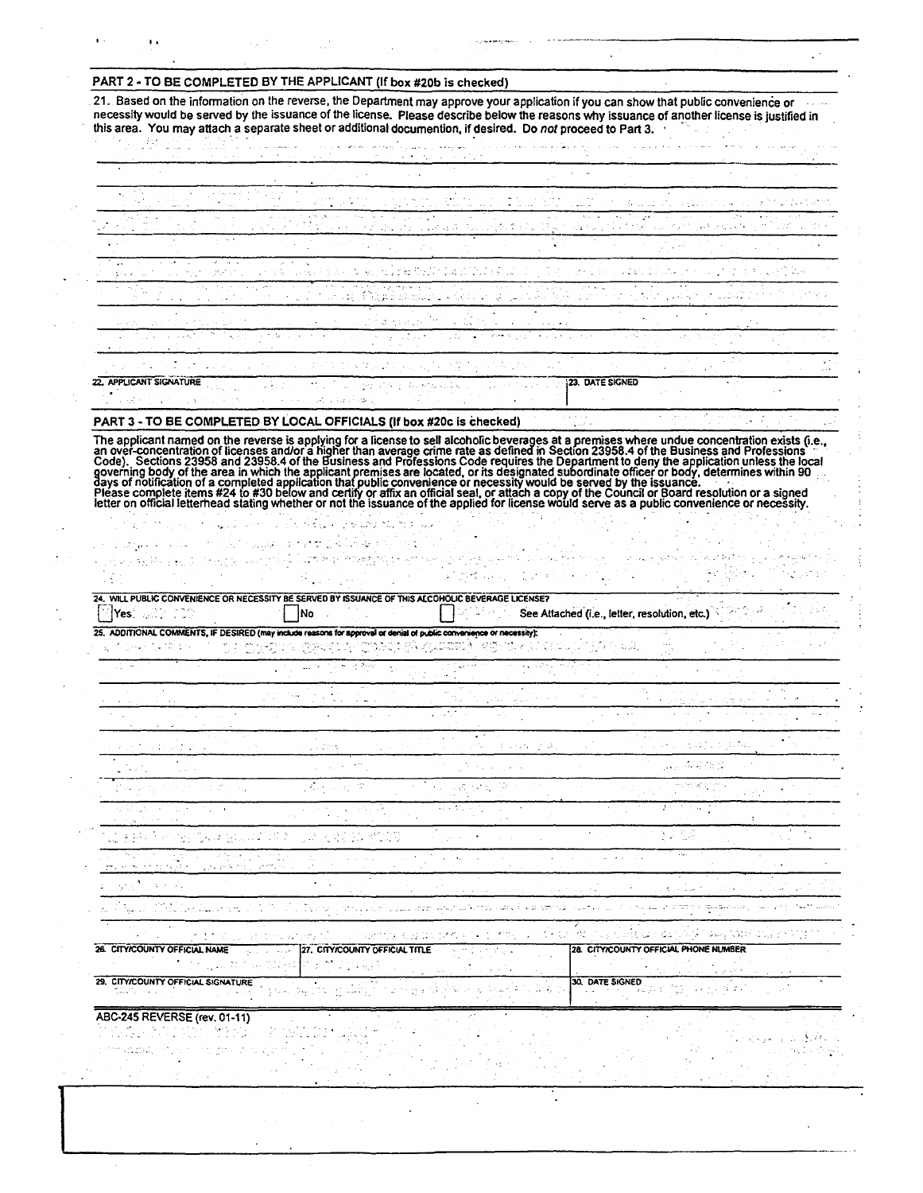## PART 2 - TO BE COMPLETED BY THE APPLICANT (If box #20b is checked)

21. Based on the information on the reverse, the Department may approve your application if you can show that public convenience or necessity would be served by the issuance of the license. Please describe below the reasons why issuance of another license is justified in this area. You may attach a separate sheet or additional documention, if desired. Do *not* proceed to Part 3.

| 22. APPLICANT SIGNATURE | 23. DATE SIGNED |
|---|---|
| | |

## PART 3 - TO BE COMPLETED BY LOCAL OFFICIALS (If box #20c is checked)

The applicant named on the reverse is applying for a license to sell alcoholic beverages at a premises where undue concentration exists (i.e., an over-concentration of licenses and/or a higher than average crime rate as defined in Section 23958.4 of the Business and Professions Code). Sections 23958 and 23958.4 of the Business and Professions Code requires the Department to deny the application unless the local governing body of the area in which the applicant premises are located, or its designated subordinate officer or body, determines within 90 days of notification of a completed application that public convenience or necessity would be served by the issuance.
Please complete items #24 to #30 below and certify or affix an official seal, or attach a copy of the Council or Board resolution or a signed letter on official letterhead stating whether or not the issuance of the applied for license would serve as a public convenience or necessity.

24. WILL PUBLIC CONVENIENCE OR NECESSITY BE SERVED BY ISSUANCE OF THIS ALCOHOLIC BEVERAGE LICENSE?

☐ Yes ☐ No ☐ See Attached (i.e., letter, resolution, etc.)

25. ADDITIONAL COMMENTS, IF DESIRED (may include reasons for approval or denial of public convenience or necessity):

| 26. CITY/COUNTY OFFICIAL NAME | 27. CITY/COUNTY OFFICIAL TITLE | 28. CITY/COUNTY OFFICIAL PHONE NUMBER |
|---|---|---|
| 29. CITY/COUNTY OFFICIAL SIGNATURE | | 30. DATE SIGNED |

ABC-245 REVERSE (rev. 01-11)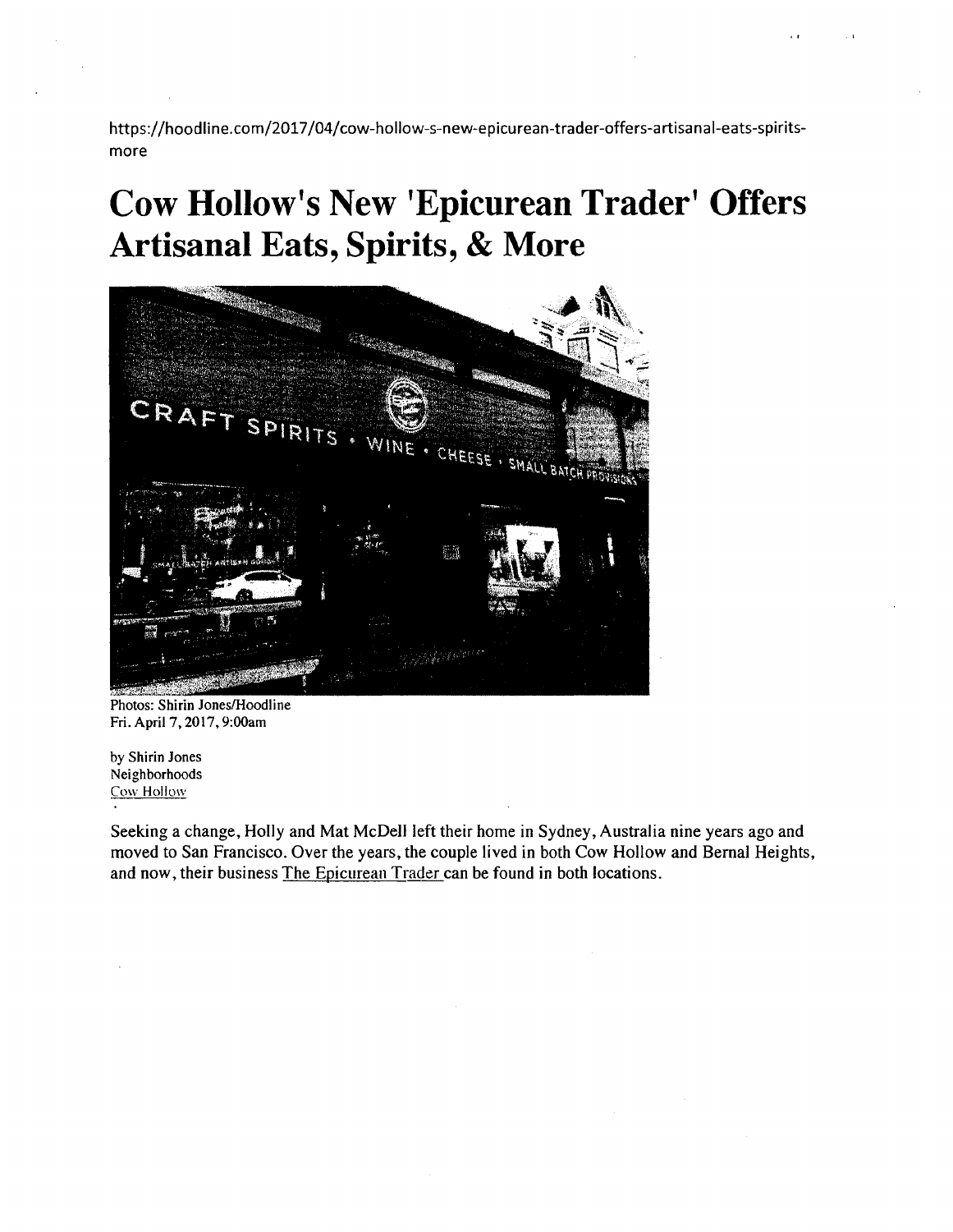https://hoodline.com/2017/04/cow-hollow-s-new-epicurean-trader-offers-artisanal-eats-spirits-more

# Cow Hollow's New 'Epicurean Trader' Offers Artisanal Eats, Spirits, & More

Photos: Shirin Jones/Hoodline
Fri. April 7, 2017, 9:00am

by Shirin Jones
Neighborhoods
Cow Hollow

Seeking a change, Holly and Mat McDell left their home in Sydney, Australia nine years ago and moved to San Francisco. Over the years, the couple lived in both Cow Hollow and Bernal Heights, and now, their business The Epicurean Trader can be found in both locations.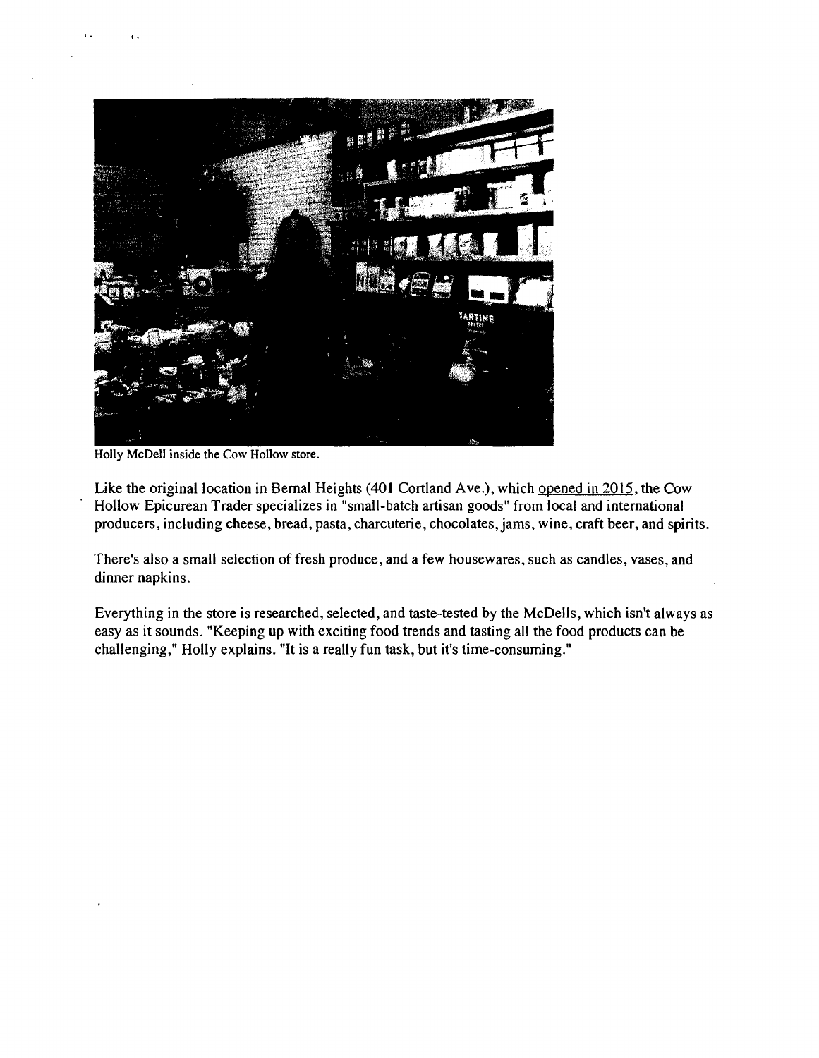Holly McDell inside the Cow Hollow store.

Like the original location in Bernal Heights (401 Cortland Ave.), which opened in 2015, the Cow Hollow Epicurean Trader specializes in "small-batch artisan goods" from local and international producers, including cheese, bread, pasta, charcuterie, chocolates, jams, wine, craft beer, and spirits.

There's also a small selection of fresh produce, and a few housewares, such as candles, vases, and dinner napkins.

Everything in the store is researched, selected, and taste-tested by the McDells, which isn't always as easy as it sounds. "Keeping up with exciting food trends and tasting all the food products can be challenging," Holly explains. "It is a really fun task, but it's time-consuming."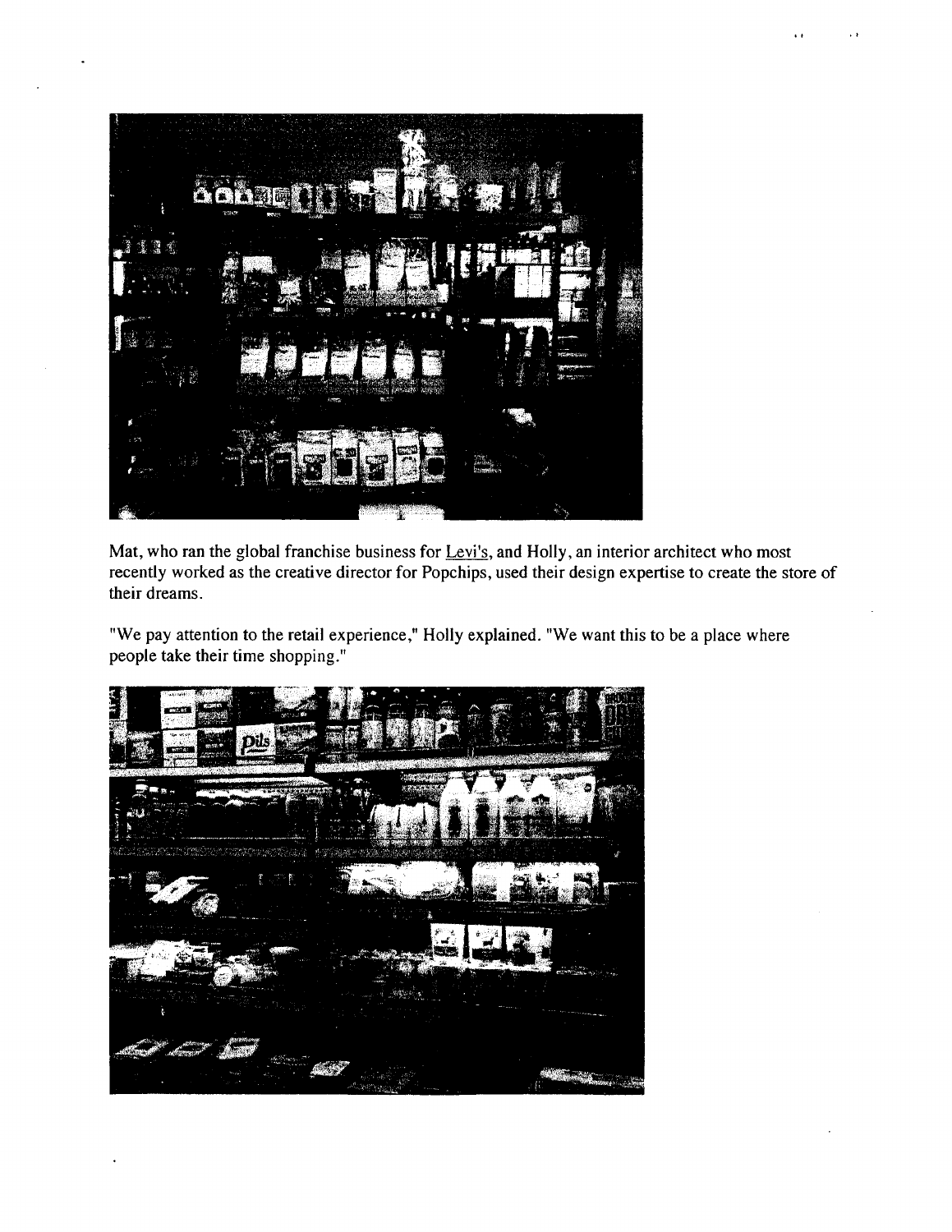Mat, who ran the global franchise business for Levi's, and Holly, an interior architect who most recently worked as the creative director for Popchips, used their design expertise to create the store of their dreams.

"We pay attention to the retail experience," Holly explained. "We want this to be a place where people take their time shopping."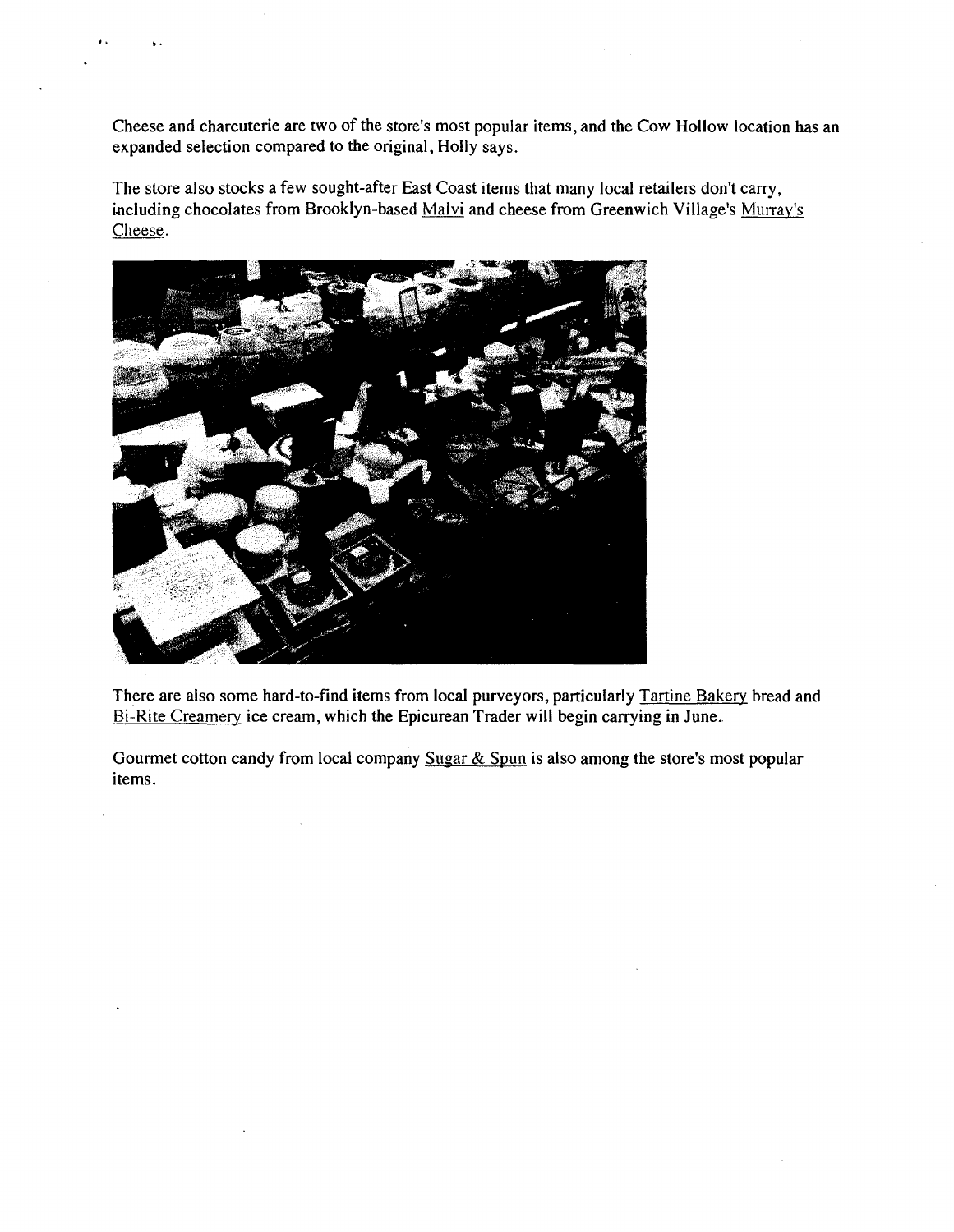Cheese and charcuterie are two of the store's most popular items, and the Cow Hollow location has an expanded selection compared to the original, Holly says.

The store also stocks a few sought-after East Coast items that many local retailers don't carry, including chocolates from Brooklyn-based Malvi and cheese from Greenwich Village's Murray's Cheese.

There are also some hard-to-find items from local purveyors, particularly Tartine Bakery bread and Bi-Rite Creamery ice cream, which the Epicurean Trader will begin carrying in June.

Gourmet cotton candy from local company Sugar & Spun is also among the store's most popular items.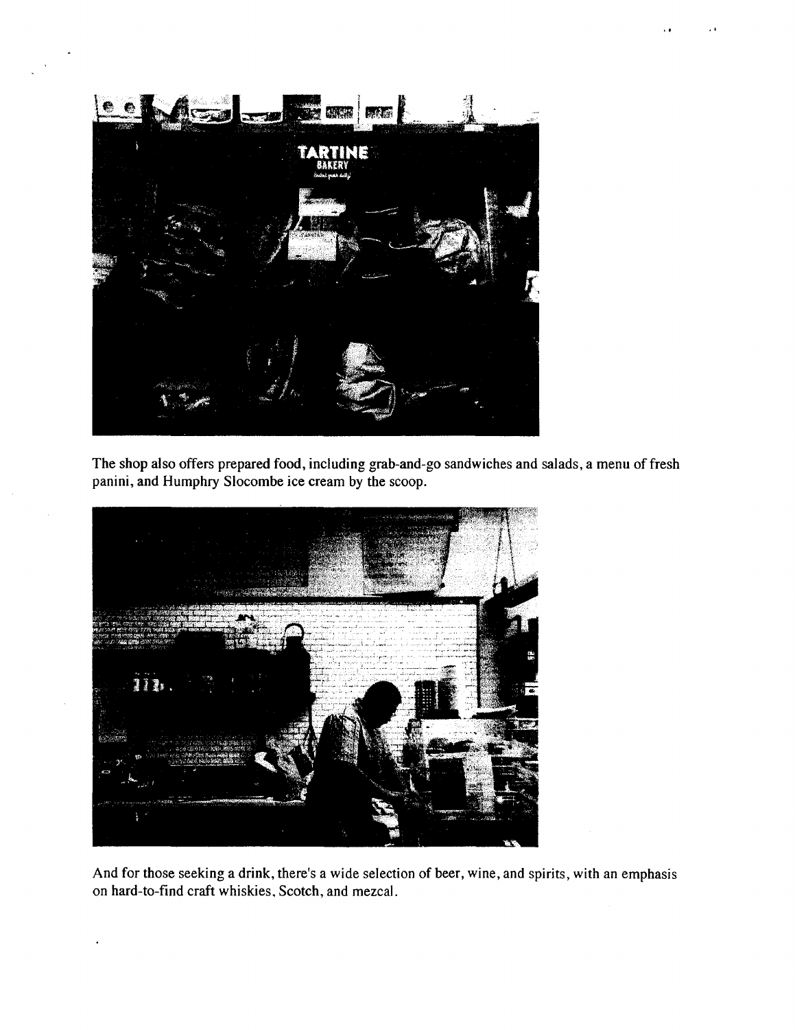The shop also offers prepared food, including grab-and-go sandwiches and salads, a menu of fresh panini, and Humphry Slocombe ice cream by the scoop.

And for those seeking a drink, there's a wide selection of beer, wine, and spirits, with an emphasis on hard-to-find craft whiskies, Scotch, and mezcal.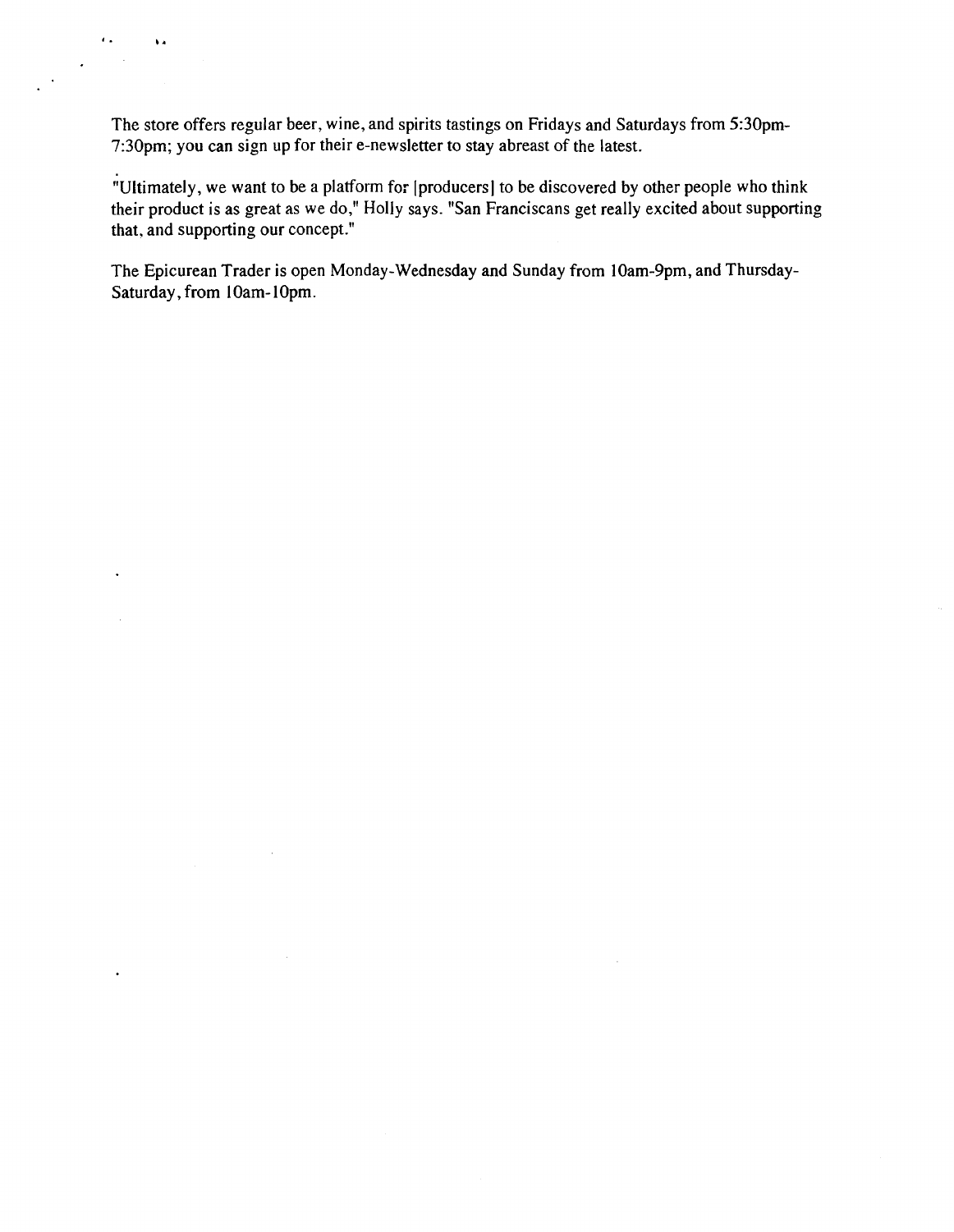The store offers regular beer, wine, and spirits tastings on Fridays and Saturdays from 5:30pm-7:30pm; you can sign up for their e-newsletter to stay abreast of the latest.

"Ultimately, we want to be a platform for [producers] to be discovered by other people who think their product is as great as we do," Holly says. "San Franciscans get really excited about supporting that, and supporting our concept."

The Epicurean Trader is open Monday-Wednesday and Sunday from 10am-9pm, and Thursday-Saturday, from 10am-10pm.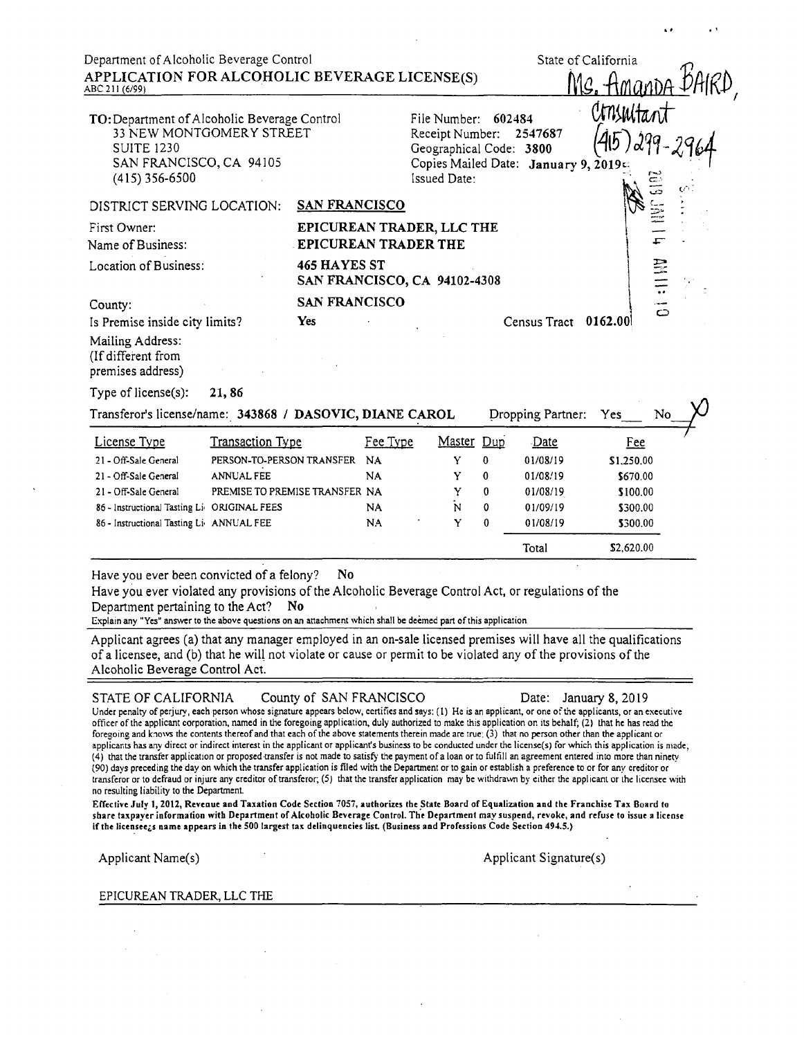Department of Alcoholic Beverage Control

**APPLICATION FOR ALCOHOLIC BEVERAGE LICENSE(S)**

ABC 211 (6/99)

State of California

Ms. Amanda Baird, Consultant (415) 299-2964

**TO:** Department of Alcoholic Beverage Control
33 NEW MONTGOMERY STREET
SUITE 1230
SAN FRANCISCO, CA 94105
(415) 356-6500

File Number: 602484
Receipt Number: 2547687
Geographical Code: 3800
Copies Mailed Date: **January 9, 2019**
Issued Date:

2019 JAN 14 AM 11:10

DISTRICT SERVING LOCATION: **SAN FRANCISCO**

First Owner: **EPICUREAN TRADER, LLC THE**

Name of Business: **EPICUREAN TRADER THE**

Location of Business: **465 HAYES ST SAN FRANCISCO, CA 94102-4308**

County: **SAN FRANCISCO**

Is Premise inside city limits? **Yes**

Census Tract **0162.00**

Mailing Address: (If different from premises address)

Type of license(s): **21, 86**

Transferor's license/name: **343868 / DASOVIC, DIANE CAROL**

Dropping Partner: Yes ___ No X

| License Type | Transaction Type | Fee Type | Master | Dup | Date | Fee |
|---|---|---|---|---|---|---|
| 21 - Off-Sale General | PERSON-TO-PERSON TRANSFER | NA | Y | 0 | 01/08/19 | $1,250.00 |
| 21 - Off-Sale General | ANNUAL FEE | NA | Y | 0 | 01/08/19 | $670.00 |
| 21 - Off-Sale General | PREMISE TO PREMISE TRANSFER | NA | Y | 0 | 01/08/19 | $100.00 |
| 86 - Instructional Tasting Li | ORIGINAL FEES | NA | N | 0 | 01/09/19 | $300.00 |
| 86 - Instructional Tasting Li | ANNUAL FEE | NA | Y | 0 | 01/08/19 | $300.00 |
| | | | | | Total | $2,620.00 |

Have you ever been convicted of a felony? No

Have you ever violated any provisions of the Alcoholic Beverage Control Act, or regulations of the Department pertaining to the Act? No

Explain any "Yes" answer to the above questions on an attachment which shall be deemed part of this application.

Applicant agrees (a) that any manager employed in an on-sale licensed premises will have all the qualifications of a licensee, and (b) that he will not violate or cause or permit to be violated any of the provisions of the Alcoholic Beverage Control Act.

STATE OF CALIFORNIA County of SAN FRANCISCO Date: January 8, 2019

Under penalty of perjury, each person whose signature appears below, certifies and says: (1) He is an applicant, or one of the applicants, or an executive officer of the applicant corporation, named in the foregoing application, duly authorized to make this application on its behalf; (2) that he has read the foregoing and knows the contents thereof and that each of the above statements therein made are true; (3) that no person other than the applicant or applicants has any direct or indirect interest in the applicant or applicant's business to be conducted under the license(s) for which this application is made; (4) that the transfer application or proposed transfer is not made to satisfy the payment of a loan or to fulfill an agreement entered into more than ninety (90) days preceding the day on which the transfer application is filed with the Department or to gain or establish a preference to or for any creditor or transferor or to defraud or injure any creditor of transferor; (5) that the transfer application may be withdrawn by either the applicant or the licensee with no resulting liability to the Department.

**Effective July 1, 2012, Revenue and Taxation Code Section 7057, authorizes the State Board of Equalization and the Franchise Tax Board to share taxpayer information with Department of Alcoholic Beverage Control. The Department may suspend, revoke, and refuse to issue a license if the licensee¿s name appears in the 500 largest tax delinquencies list. (Business and Professions Code Section 494.5.)**

Applicant Name(s) Applicant Signature(s)

EPICUREAN TRADER, LLC THE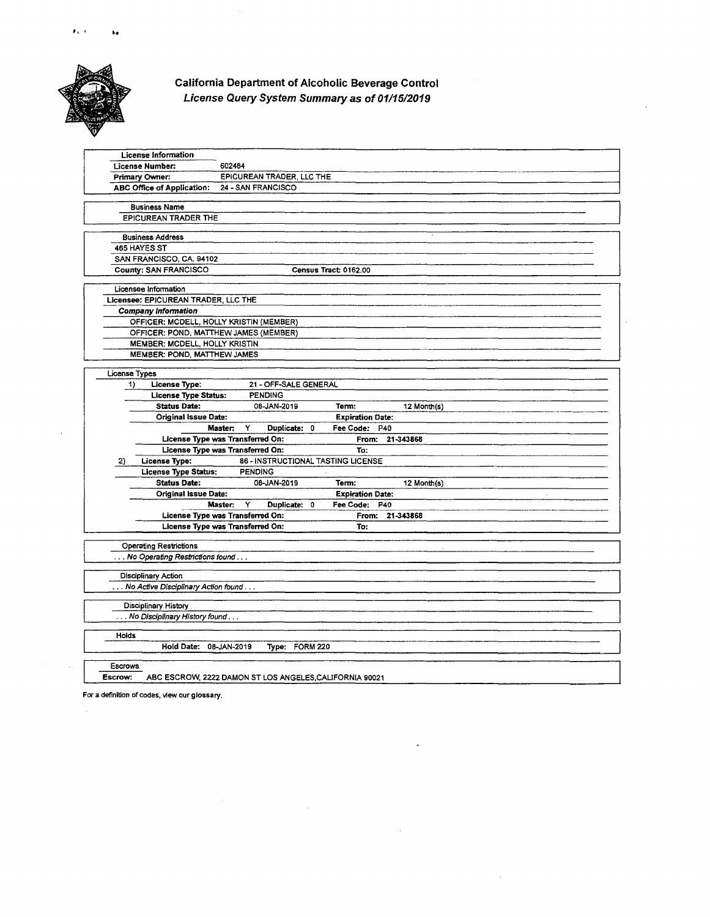# California Department of Alcoholic Beverage Control

## *License Query System Summary as of 01/15/2019*

### License Information

| | |
|---|---|
| **License Number:** | 602484 |
| **Primary Owner:** | EPICUREAN TRADER, LLC THE |
| **ABC Office of Application:** | 24 - SAN FRANCISCO |

### Business Name

EPICUREAN TRADER THE

### Business Address

465 HAYES ST
SAN FRANCISCO, CA. 94102
**County:** SAN FRANCISCO **Census Tract:** 0162.00

### Licensee Information

**Licensee:** EPICUREAN TRADER, LLC THE

***Company Information***

OFFICER: MCDELL, HOLLY KRISTIN (MEMBER)
OFFICER: POND, MATTHEW JAMES (MEMBER)
MEMBER: MCDELL, HOLLY KRISTIN
MEMBER: POND, MATTHEW JAMES

### License Types

1) **License Type:** 21 - OFF-SALE GENERAL
**License Type Status:** PENDING
**Status Date:** 08-JAN-2019 **Term:** 12 Month(s)
**Original Issue Date:** **Expiration Date:**
**Master:** Y **Duplicate:** 0 **Fee Code:** P40
**License Type was Transferred On:** **From:** 21-343868
**License Type was Transferred On:** **To:**

2) **License Type:** 86 - INSTRUCTIONAL TASTING LICENSE
**License Type Status:** PENDING
**Status Date:** 08-JAN-2019 **Term:** 12 Month(s)
**Original Issue Date:** **Expiration Date:**
**Master:** Y **Duplicate:** 0 **Fee Code:** P40
**License Type was Transferred On:** **From:** 21-343868
**License Type was Transferred On:** **To:**

### Operating Restrictions

*. . . No Operating Restrictions found . . .*

### Disciplinary Action

*. . . No Active Disciplinary Action found . . .*

### Disciplinary History

*. . . No Disciplinary History found . . .*

### Holds

**Hold Date:** 08-JAN-2019 **Type:** FORM 220

### Escrows

**Escrow:** ABC ESCROW, 2222 DAMON ST LOS ANGELES,CALIFORNIA 90021

For a definition of codes, view our glossary.